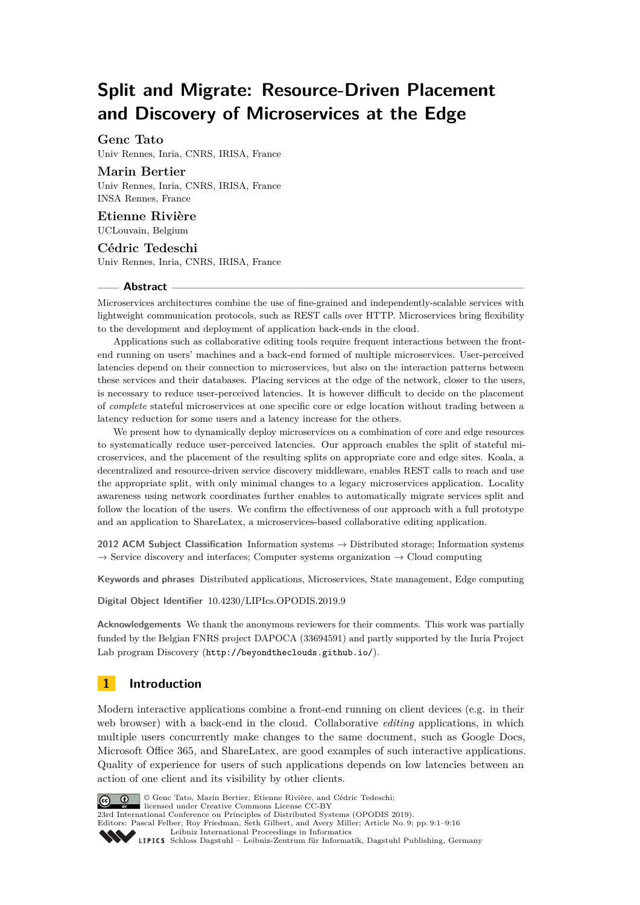# Split and Migrate: Resource-Driven Placement and Discovery of Microservices at the Edge

**Genc Tato**
Univ Rennes, Inria, CNRS, IRISA, France

**Marin Bertier**
Univ Rennes, Inria, CNRS, IRISA, France
INSA Rennes, France

**Etienne Rivière**
UCLouvain, Belgium

**Cédric Tedeschi**
Univ Rennes, Inria, CNRS, IRISA, France

## Abstract

Microservices architectures combine the use of fine-grained and independently-scalable services with lightweight communication protocols, such as REST calls over HTTP. Microservices bring flexibility to the development and deployment of application back-ends in the cloud.

Applications such as collaborative editing tools require frequent interactions between the front-end running on users' machines and a back-end formed of multiple microservices. User-perceived latencies depend on their connection to microservices, but also on the interaction patterns between these services and their databases. Placing services at the edge of the network, closer to the users, is necessary to reduce user-perceived latencies. It is however difficult to decide on the placement of *complete* stateful microservices at one specific core or edge location without trading between a latency reduction for some users and a latency increase for the others.

We present how to dynamically deploy microservices on a combination of core and edge resources to systematically reduce user-perceived latencies. Our approach enables the split of stateful microservices, and the placement of the resulting splits on appropriate core and edge sites. Koala, a decentralized and resource-driven service discovery middleware, enables REST calls to reach and use the appropriate split, with only minimal changes to a legacy microservices application. Locality awareness using network coordinates further enables to automatically migrate services split and follow the location of the users. We confirm the effectiveness of our approach with a full prototype and an application to ShareLatex, a microservices-based collaborative editing application.

**2012 ACM Subject Classification** Information systems → Distributed storage; Information systems → Service discovery and interfaces; Computer systems organization → Cloud computing

**Keywords and phrases** Distributed applications, Microservices, State management, Edge computing

**Digital Object Identifier** 10.4230/LIPIcs.OPODIS.2019.9

**Acknowledgements** We thank the anonymous reviewers for their comments. This work was partially funded by the Belgian FNRS project DAPOCA (33694591) and partly supported by the Inria Project Lab program Discovery (http://beyondtheclouds.github.io/).

## 1 Introduction

Modern interactive applications combine a front-end running on client devices (e.g. in their web browser) with a back-end in the cloud. Collaborative *editing* applications, in which multiple users concurrently make changes to the same document, such as Google Docs, Microsoft Office 365, and ShareLatex, are good examples of such interactive applications. Quality of experience for users of such applications depends on low latencies between an action of one client and its visibility by other clients.

© Genc Tato, Marin Bertier, Etienne Rivière, and Cédric Tedeschi;
licensed under Creative Commons License CC-BY
23rd International Conference on Principles of Distributed Systems (OPODIS 2019).
Editors: Pascal Felber, Roy Friedman, Seth Gilbert, and Avery Miller; Article No. 9; pp. 9:1–9:16
Leibniz International Proceedings in Informatics
Schloss Dagstuhl – Leibniz-Zentrum für Informatik, Dagstuhl Publishing, Germany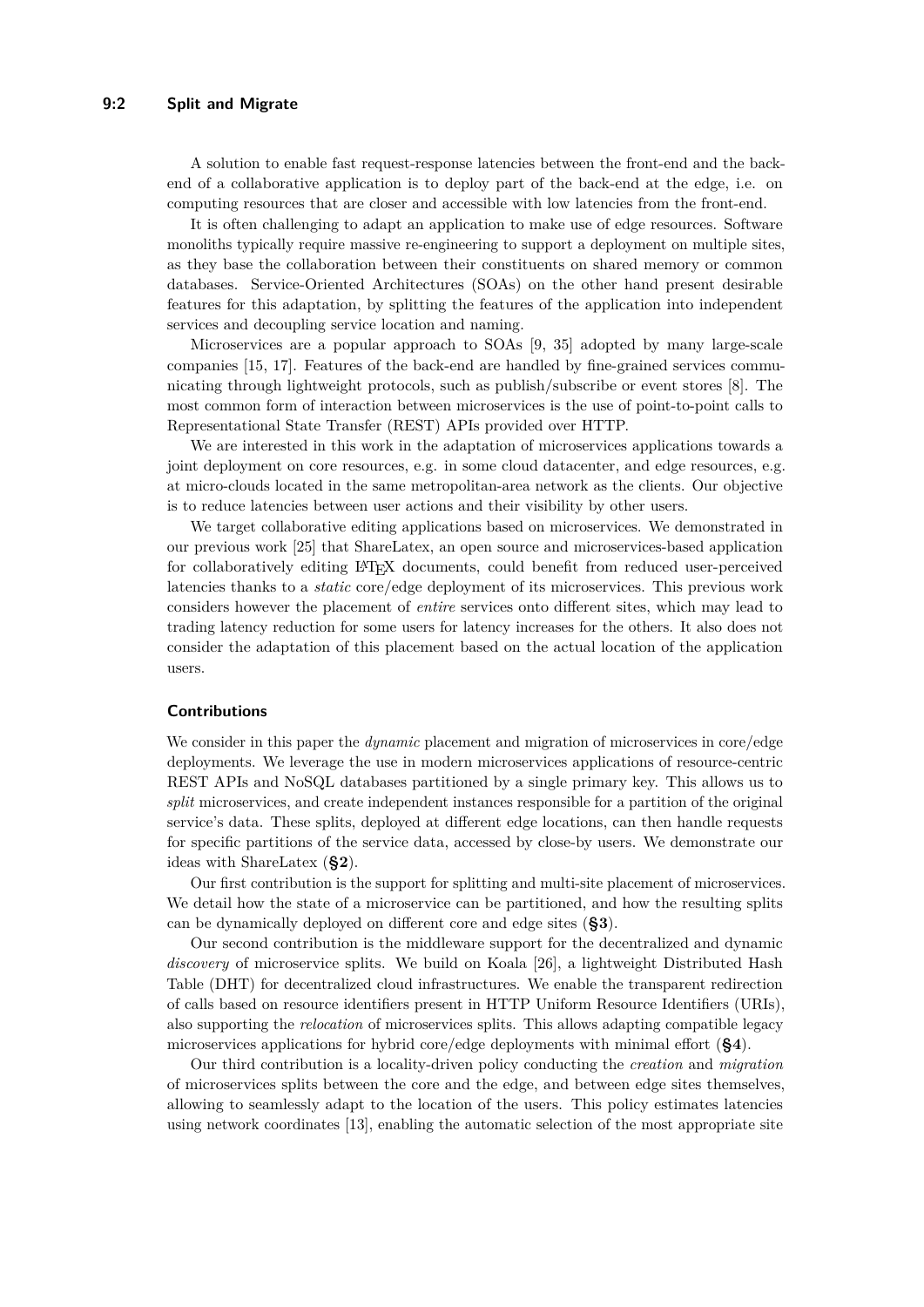A solution to enable fast request-response latencies between the front-end and the back-end of a collaborative application is to deploy part of the back-end at the edge, i.e. on computing resources that are closer and accessible with low latencies from the front-end.

It is often challenging to adapt an application to make use of edge resources. Software monoliths typically require massive re-engineering to support a deployment on multiple sites, as they base the collaboration between their constituents on shared memory or common databases. Service-Oriented Architectures (SOAs) on the other hand present desirable features for this adaptation, by splitting the features of the application into independent services and decoupling service location and naming.

Microservices are a popular approach to SOAs [9, 35] adopted by many large-scale companies [15, 17]. Features of the back-end are handled by fine-grained services communicating through lightweight protocols, such as publish/subscribe or event stores [8]. The most common form of interaction between microservices is the use of point-to-point calls to Representational State Transfer (REST) APIs provided over HTTP.

We are interested in this work in the adaptation of microservices applications towards a joint deployment on core resources, e.g. in some cloud datacenter, and edge resources, e.g. at micro-clouds located in the same metropolitan-area network as the clients. Our objective is to reduce latencies between user actions and their visibility by other users.

We target collaborative editing applications based on microservices. We demonstrated in our previous work [25] that ShareLatex, an open source and microservices-based application for collaboratively editing LaTeX documents, could benefit from reduced user-perceived latencies thanks to a *static* core/edge deployment of its microservices. This previous work considers however the placement of *entire* services onto different sites, which may lead to trading latency reduction for some users for latency increases for the others. It also does not consider the adaptation of this placement based on the actual location of the application users.

### Contributions

We consider in this paper the *dynamic* placement and migration of microservices in core/edge deployments. We leverage the use in modern microservices applications of resource-centric REST APIs and NoSQL databases partitioned by a single primary key. This allows us to *split* microservices, and create independent instances responsible for a partition of the original service's data. These splits, deployed at different edge locations, can then handle requests for specific partitions of the service data, accessed by close-by users. We demonstrate our ideas with ShareLatex (**§2**).

Our first contribution is the support for splitting and multi-site placement of microservices. We detail how the state of a microservice can be partitioned, and how the resulting splits can be dynamically deployed on different core and edge sites (**§3**).

Our second contribution is the middleware support for the decentralized and dynamic *discovery* of microservice splits. We build on Koala [26], a lightweight Distributed Hash Table (DHT) for decentralized cloud infrastructures. We enable the transparent redirection of calls based on resource identifiers present in HTTP Uniform Resource Identifiers (URIs), also supporting the *relocation* of microservices splits. This allows adapting compatible legacy microservices applications for hybrid core/edge deployments with minimal effort (**§4**).

Our third contribution is a locality-driven policy conducting the *creation* and *migration* of microservices splits between the core and the edge, and between edge sites themselves, allowing to seamlessly adapt to the location of the users. This policy estimates latencies using network coordinates [13], enabling the automatic selection of the most appropriate site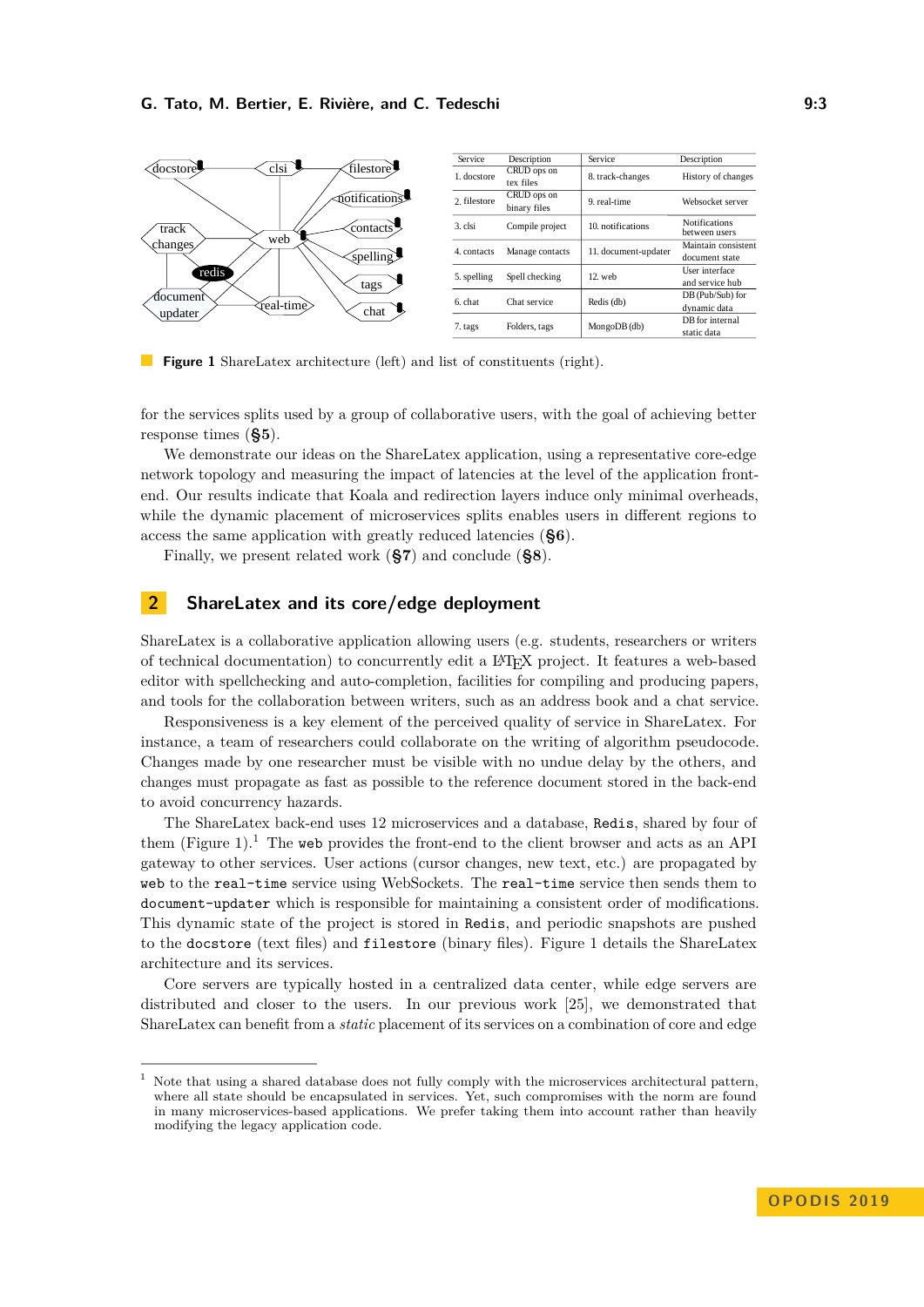| Service | Description | Service | Description |
|---|---|---|---|
| 1. docstore | CRUD ops on tex files | 8. track-changes | History of changes |
| 2. filestore | CRUD ops on binary files | 9. real-time | Websocket server |
| 3. clsi | Compile project | 10. notifications | Notifications between users |
| 4. contacts | Manage contacts | 11. document-updater | Maintain consistent document state |
| 5. spelling | Spell checking | 12. web | User interface and service hub |
| 6. chat | Chat service | Redis (db) | DB (Pub/Sub) for dynamic data |
| 7. tags | Folders, tags | MongoDB (db) | DB for internal static data |

**Figure 1** ShareLatex architecture (left) and list of constituents (right).

for the services splits used by a group of collaborative users, with the goal of achieving better response times (**§5**).

We demonstrate our ideas on the ShareLatex application, using a representative core-edge network topology and measuring the impact of latencies at the level of the application front-end. Our results indicate that Koala and redirection layers induce only minimal overheads, while the dynamic placement of microservices splits enables users in different regions to access the same application with greatly reduced latencies (**§6**).

Finally, we present related work (**§7**) and conclude (**§8**).

## 2 ShareLatex and its core/edge deployment

ShareLatex is a collaborative application allowing users (e.g. students, researchers or writers of technical documentation) to concurrently edit a LaTeX project. It features a web-based editor with spellchecking and auto-completion, facilities for compiling and producing papers, and tools for the collaboration between writers, such as an address book and a chat service.

Responsiveness is a key element of the perceived quality of service in ShareLatex. For instance, a team of researchers could collaborate on the writing of algorithm pseudocode. Changes made by one researcher must be visible with no undue delay by the others, and changes must propagate as fast as possible to the reference document stored in the back-end to avoid concurrency hazards.

The ShareLatex back-end uses 12 microservices and a database, `Redis`, shared by four of them (Figure 1).[1] The `web` provides the front-end to the client browser and acts as an API gateway to other services. User actions (cursor changes, new text, etc.) are propagated by `web` to the `real-time` service using WebSockets. The `real-time` service then sends them to `document-updater` which is responsible for maintaining a consistent order of modifications. This dynamic state of the project is stored in `Redis`, and periodic snapshots are pushed to the `docstore` (text files) and `filestore` (binary files). Figure 1 details the ShareLatex architecture and its services.

Core servers are typically hosted in a centralized data center, while edge servers are distributed and closer to the users. In our previous work [25], we demonstrated that ShareLatex can benefit from a *static* placement of its services on a combination of core and edge

---

[1] Note that using a shared database does not fully comply with the microservices architectural pattern, where all state should be encapsulated in services. Yet, such compromises with the norm are found in many microservices-based applications. We prefer taking them into account rather than heavily modifying the legacy application code.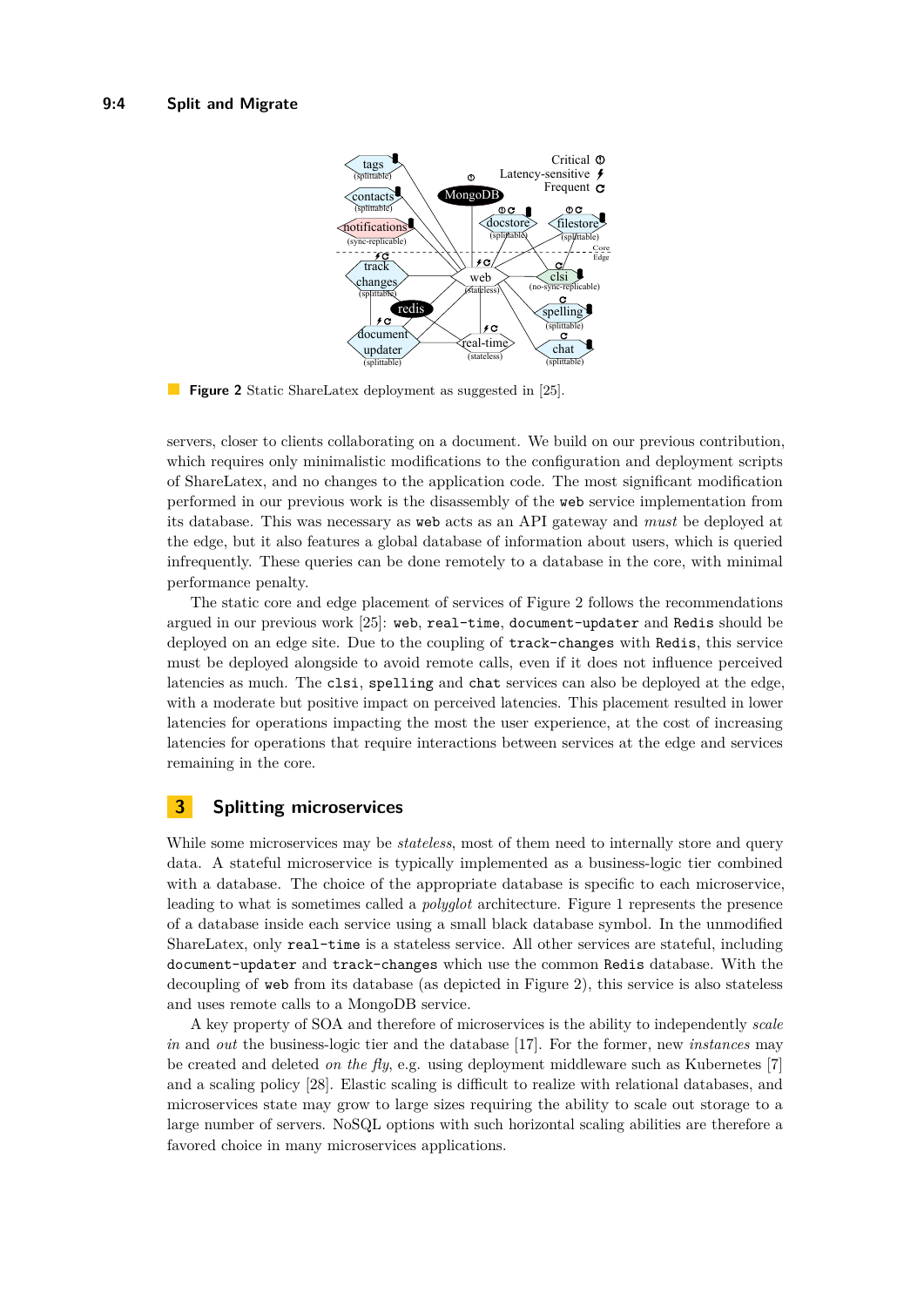**Figure 2** Static ShareLatex deployment as suggested in [25].

servers, closer to clients collaborating on a document. We build on our previous contribution, which requires only minimalistic modifications to the configuration and deployment scripts of ShareLatex, and no changes to the application code. The most significant modification performed in our previous work is the disassembly of the `web` service implementation from its database. This was necessary as `web` acts as an API gateway and *must* be deployed at the edge, but it also features a global database of information about users, which is queried infrequently. These queries can be done remotely to a database in the core, with minimal performance penalty.

The static core and edge placement of services of Figure 2 follows the recommendations argued in our previous work [25]: `web`, `real-time`, `document-updater` and `Redis` should be deployed on an edge site. Due to the coupling of `track-changes` with `Redis`, this service must be deployed alongside to avoid remote calls, even if it does not influence perceived latencies as much. The `clsi`, `spelling` and `chat` services can also be deployed at the edge, with a moderate but positive impact on perceived latencies. This placement resulted in lower latencies for operations impacting the most the user experience, at the cost of increasing latencies for operations that require interactions between services at the edge and services remaining in the core.

## 3 Splitting microservices

While some microservices may be *stateless*, most of them need to internally store and query data. A stateful microservice is typically implemented as a business-logic tier combined with a database. The choice of the appropriate database is specific to each microservice, leading to what is sometimes called a *polyglot* architecture. Figure 1 represents the presence of a database inside each service using a small black database symbol. In the unmodified ShareLatex, only `real-time` is a stateless service. All other services are stateful, including `document-updater` and `track-changes` which use the common `Redis` database. With the decoupling of `web` from its database (as depicted in Figure 2), this service is also stateless and uses remote calls to a MongoDB service.

A key property of SOA and therefore of microservices is the ability to independently *scale in* and *out* the business-logic tier and the database [17]. For the former, new *instances* may be created and deleted *on the fly*, e.g. using deployment middleware such as Kubernetes [7] and a scaling policy [28]. Elastic scaling is difficult to realize with relational databases, and microservices state may grow to large sizes requiring the ability to scale out storage to a large number of servers. NoSQL options with such horizontal scaling abilities are therefore a favored choice in many microservices applications.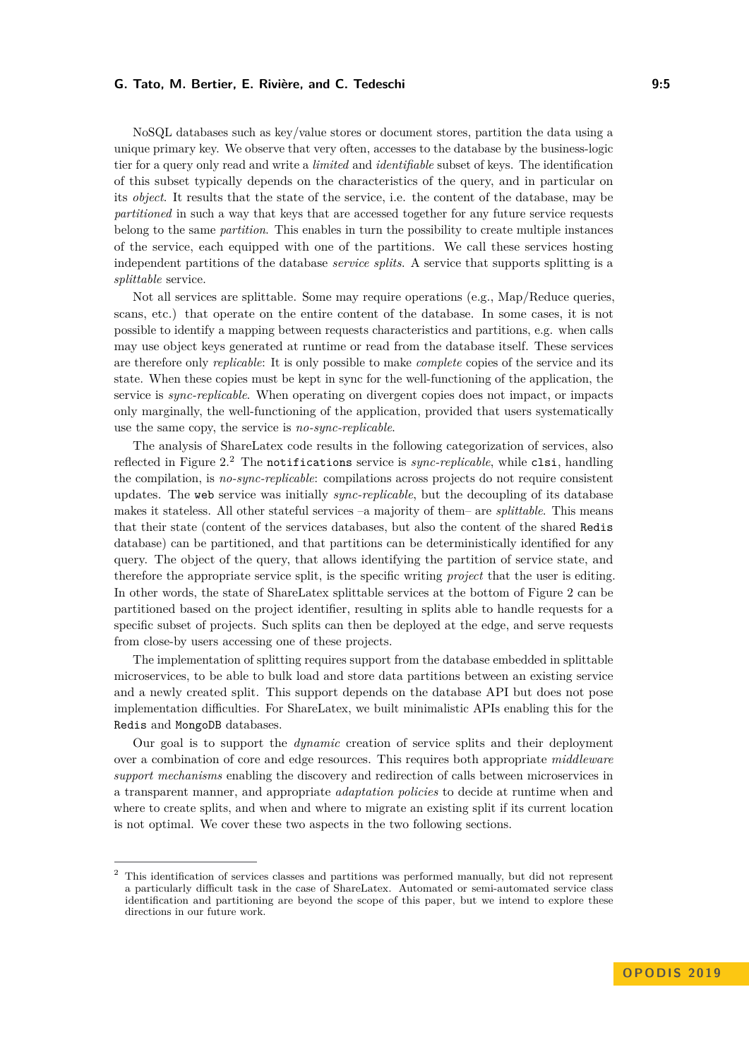NoSQL databases such as key/value stores or document stores, partition the data using a unique primary key. We observe that very often, accesses to the database by the business-logic tier for a query only read and write a *limited* and *identifiable* subset of keys. The identification of this subset typically depends on the characteristics of the query, and in particular on its *object*. It results that the state of the service, i.e. the content of the database, may be *partitioned* in such a way that keys that are accessed together for any future service requests belong to the same *partition*. This enables in turn the possibility to create multiple instances of the service, each equipped with one of the partitions. We call these services hosting independent partitions of the database *service splits*. A service that supports splitting is a *splittable* service.

Not all services are splittable. Some may require operations (e.g., Map/Reduce queries, scans, etc.) that operate on the entire content of the database. In some cases, it is not possible to identify a mapping between requests characteristics and partitions, e.g. when calls may use object keys generated at runtime or read from the database itself. These services are therefore only *replicable*: It is only possible to make *complete* copies of the service and its state. When these copies must be kept in sync for the well-functioning of the application, the service is *sync-replicable*. When operating on divergent copies does not impact, or impacts only marginally, the well-functioning of the application, provided that users systematically use the same copy, the service is *no-sync-replicable*.

The analysis of ShareLatex code results in the following categorization of services, also reflected in Figure 2.[2] The `notifications` service is *sync-replicable*, while `clsi`, handling the compilation, is *no-sync-replicable*: compilations across projects do not require consistent updates. The `web` service was initially *sync-replicable*, but the decoupling of its database makes it stateless. All other stateful services –a majority of them– are *splittable*. This means that their state (content of the services databases, but also the content of the shared `Redis` database) can be partitioned, and that partitions can be deterministically identified for any query. The object of the query, that allows identifying the partition of service state, and therefore the appropriate service split, is the specific writing *project* that the user is editing. In other words, the state of ShareLatex splittable services at the bottom of Figure 2 can be partitioned based on the project identifier, resulting in splits able to handle requests for a specific subset of projects. Such splits can then be deployed at the edge, and serve requests from close-by users accessing one of these projects.

The implementation of splitting requires support from the database embedded in splittable microservices, to be able to bulk load and store data partitions between an existing service and a newly created split. This support depends on the database API but does not pose implementation difficulties. For ShareLatex, we built minimalistic APIs enabling this for the `Redis` and `MongoDB` databases.

Our goal is to support the *dynamic* creation of service splits and their deployment over a combination of core and edge resources. This requires both appropriate *middleware support mechanisms* enabling the discovery and redirection of calls between microservices in a transparent manner, and appropriate *adaptation policies* to decide at runtime when and where to create splits, and when and where to migrate an existing split if its current location is not optimal. We cover these two aspects in the two following sections.

[2] This identification of services classes and partitions was performed manually, but did not represent a particularly difficult task in the case of ShareLatex. Automated or semi-automated service class identification and partitioning are beyond the scope of this paper, but we intend to explore these directions in our future work.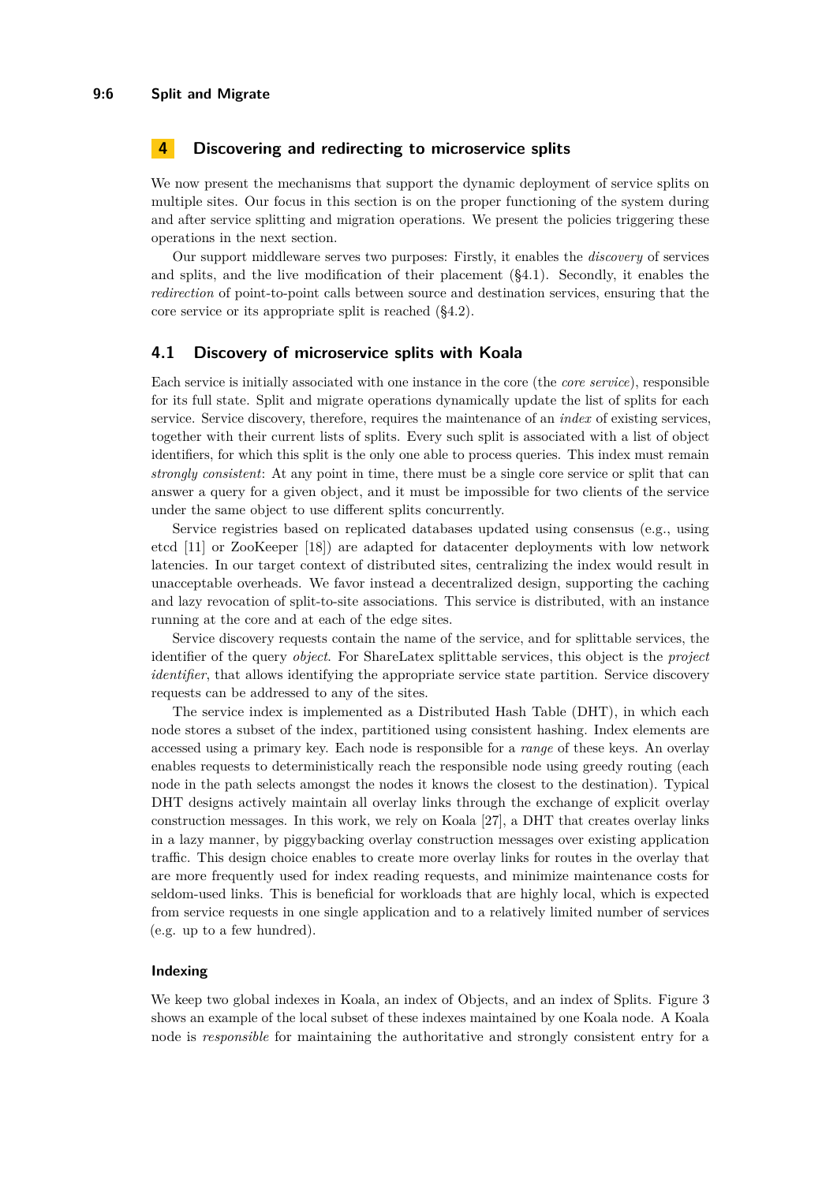## 4 Discovering and redirecting to microservice splits

We now present the mechanisms that support the dynamic deployment of service splits on multiple sites. Our focus in this section is on the proper functioning of the system during and after service splitting and migration operations. We present the policies triggering these operations in the next section.

Our support middleware serves two purposes: Firstly, it enables the *discovery* of services and splits, and the live modification of their placement (§4.1). Secondly, it enables the *redirection* of point-to-point calls between source and destination services, ensuring that the core service or its appropriate split is reached (§4.2).

### 4.1 Discovery of microservice splits with Koala

Each service is initially associated with one instance in the core (the *core service*), responsible for its full state. Split and migrate operations dynamically update the list of splits for each service. Service discovery, therefore, requires the maintenance of an *index* of existing services, together with their current lists of splits. Every such split is associated with a list of object identifiers, for which this split is the only one able to process queries. This index must remain *strongly consistent*: At any point in time, there must be a single core service or split that can answer a query for a given object, and it must be impossible for two clients of the service under the same object to use different splits concurrently.

Service registries based on replicated databases updated using consensus (e.g., using etcd [11] or ZooKeeper [18]) are adapted for datacenter deployments with low network latencies. In our target context of distributed sites, centralizing the index would result in unacceptable overheads. We favor instead a decentralized design, supporting the caching and lazy revocation of split-to-site associations. This service is distributed, with an instance running at the core and at each of the edge sites.

Service discovery requests contain the name of the service, and for splittable services, the identifier of the query *object*. For ShareLatex splittable services, this object is the *project identifier*, that allows identifying the appropriate service state partition. Service discovery requests can be addressed to any of the sites.

The service index is implemented as a Distributed Hash Table (DHT), in which each node stores a subset of the index, partitioned using consistent hashing. Index elements are accessed using a primary key. Each node is responsible for a *range* of these keys. An overlay enables requests to deterministically reach the responsible node using greedy routing (each node in the path selects amongst the nodes it knows the closest to the destination). Typical DHT designs actively maintain all overlay links through the exchange of explicit overlay construction messages. In this work, we rely on Koala [27], a DHT that creates overlay links in a lazy manner, by piggybacking overlay construction messages over existing application traffic. This design choice enables to create more overlay links for routes in the overlay that are more frequently used for index reading requests, and minimize maintenance costs for seldom-used links. This is beneficial for workloads that are highly local, which is expected from service requests in one single application and to a relatively limited number of services (e.g. up to a few hundred).

#### Indexing

We keep two global indexes in Koala, an index of Objects, and an index of Splits. Figure 3 shows an example of the local subset of these indexes maintained by one Koala node. A Koala node is *responsible* for maintaining the authoritative and strongly consistent entry for a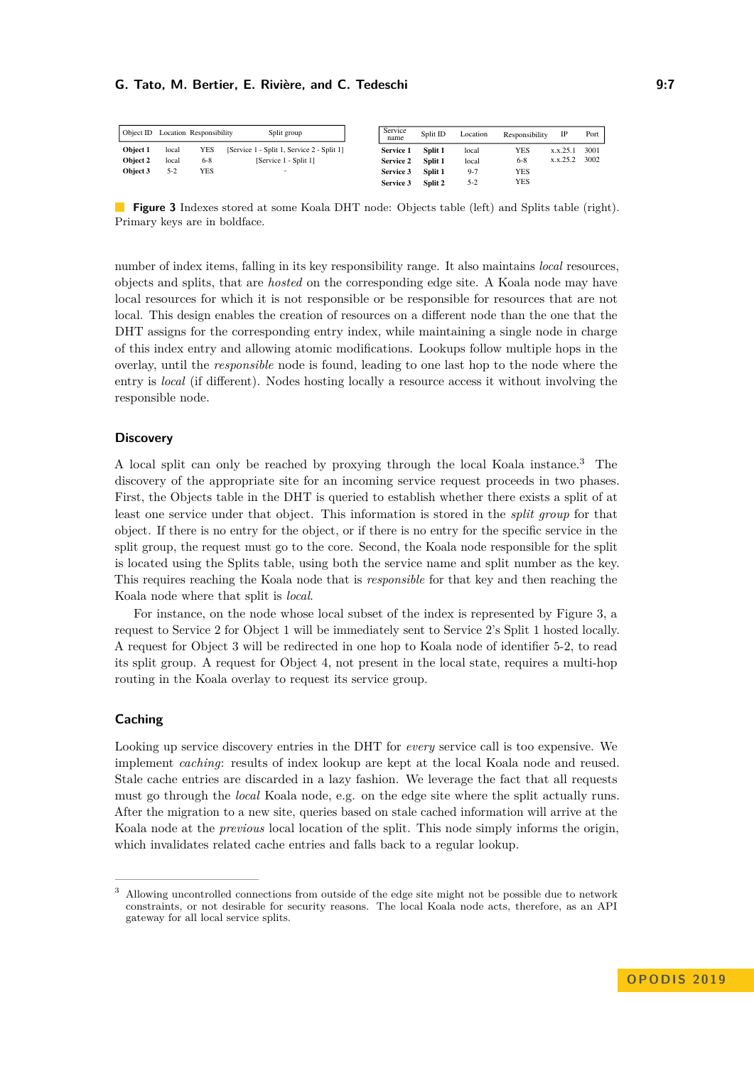| Object ID | Location | Responsibility | Split group |
|---|---|---|---|
| **Object 1** | local | YES | [Service 1 - Split 1, Service 2 - Split 1] |
| **Object 2** | local | 6-8 | [Service 1 - Split 1] |
| **Object 3** | 5-2 | YES | - |

| Service name | Split ID | Location | Responsibility | IP | Port |
|---|---|---|---|---|---|
| **Service 1** | **Split 1** | local | YES | x.x.25.1 | 3001 |
| **Service 2** | **Split 1** | local | 6-8 | x.x.25.2 | 3002 |
| **Service 3** | **Split 1** | 9-7 | YES | | |
| **Service 3** | **Split 2** | 5-2 | YES | | |

**Figure 3** Indexes stored at some Koala DHT node: Objects table (left) and Splits table (right). Primary keys are in boldface.

number of index items, falling in its key responsibility range. It also maintains *local* resources, objects and splits, that are *hosted* on the corresponding edge site. A Koala node may have local resources for which it is not responsible or be responsible for resources that are not local. This design enables the creation of resources on a different node than the one that the DHT assigns for the corresponding entry index, while maintaining a single node in charge of this index entry and allowing atomic modifications. Lookups follow multiple hops in the overlay, until the *responsible* node is found, leading to one last hop to the node where the entry is *local* (if different). Nodes hosting locally a resource access it without involving the responsible node.

### Discovery

A local split can only be reached by proxying through the local Koala instance.[3] The discovery of the appropriate site for an incoming service request proceeds in two phases. First, the Objects table in the DHT is queried to establish whether there exists a split of at least one service under that object. This information is stored in the *split group* for that object. If there is no entry for the object, or if there is no entry for the specific service in the split group, the request must go to the core. Second, the Koala node responsible for the split is located using the Splits table, using both the service name and split number as the key. This requires reaching the Koala node that is *responsible* for that key and then reaching the Koala node where that split is *local*.

For instance, on the node whose local subset of the index is represented by Figure 3, a request to Service 2 for Object 1 will be immediately sent to Service 2's Split 1 hosted locally. A request for Object 3 will be redirected in one hop to Koala node of identifier 5-2, to read its split group. A request for Object 4, not present in the local state, requires a multi-hop routing in the Koala overlay to request its service group.

### Caching

Looking up service discovery entries in the DHT for *every* service call is too expensive. We implement *caching*: results of index lookup are kept at the local Koala node and reused. Stale cache entries are discarded in a lazy fashion. We leverage the fact that all requests must go through the *local* Koala node, e.g. on the edge site where the split actually runs. After the migration to a new site, queries based on stale cached information will arrive at the Koala node at the *previous* local location of the split. This node simply informs the origin, which invalidates related cache entries and falls back to a regular lookup.

---

[3] Allowing uncontrolled connections from outside of the edge site might not be possible due to network constraints, or not desirable for security reasons. The local Koala node acts, therefore, as an API gateway for all local service splits.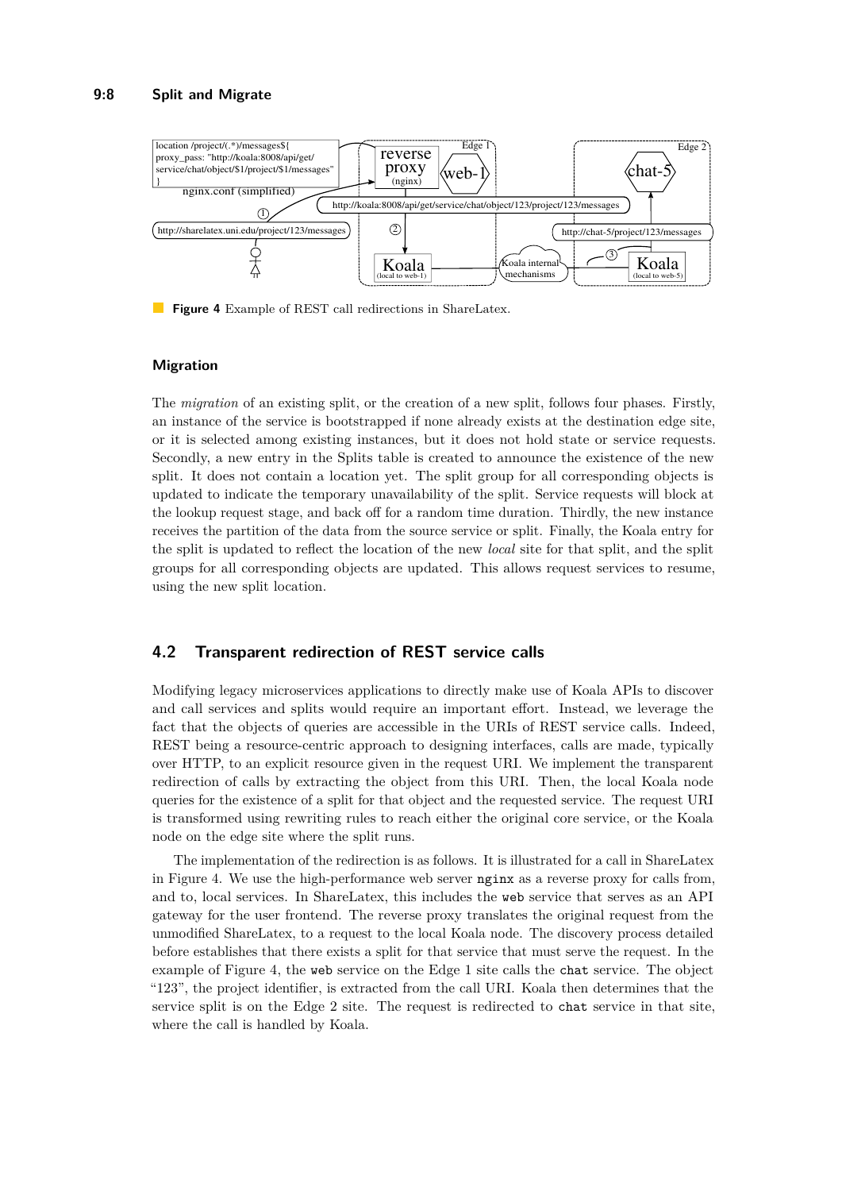**Figure 4** Example of REST call redirections in ShareLatex.

### Migration

The *migration* of an existing split, or the creation of a new split, follows four phases. Firstly, an instance of the service is bootstrapped if none already exists at the destination edge site, or it is selected among existing instances, but it does not hold state or service requests. Secondly, a new entry in the Splits table is created to announce the existence of the new split. It does not contain a location yet. The split group for all corresponding objects is updated to indicate the temporary unavailability of the split. Service requests will block at the lookup request stage, and back off for a random time duration. Thirdly, the new instance receives the partition of the data from the source service or split. Finally, the Koala entry for the split is updated to reflect the location of the new *local* site for that split, and the split groups for all corresponding objects are updated. This allows request services to resume, using the new split location.

## 4.2 Transparent redirection of REST service calls

Modifying legacy microservices applications to directly make use of Koala APIs to discover and call services and splits would require an important effort. Instead, we leverage the fact that the objects of queries are accessible in the URIs of REST service calls. Indeed, REST being a resource-centric approach to designing interfaces, calls are made, typically over HTTP, to an explicit resource given in the request URI. We implement the transparent redirection of calls by extracting the object from this URI. Then, the local Koala node queries for the existence of a split for that object and the requested service. The request URI is transformed using rewriting rules to reach either the original core service, or the Koala node on the edge site where the split runs.

The implementation of the redirection is as follows. It is illustrated for a call in ShareLatex in Figure 4. We use the high-performance web server `nginx` as a reverse proxy for calls from, and to, local services. In ShareLatex, this includes the `web` service that serves as an API gateway for the user frontend. The reverse proxy translates the original request from the unmodified ShareLatex, to a request to the local Koala node. The discovery process detailed before establishes that there exists a split for that service that must serve the request. In the example of Figure 4, the `web` service on the Edge 1 site calls the `chat` service. The object "123", the project identifier, is extracted from the call URI. Koala then determines that the service split is on the Edge 2 site. The request is redirected to `chat` service in that site, where the call is handled by Koala.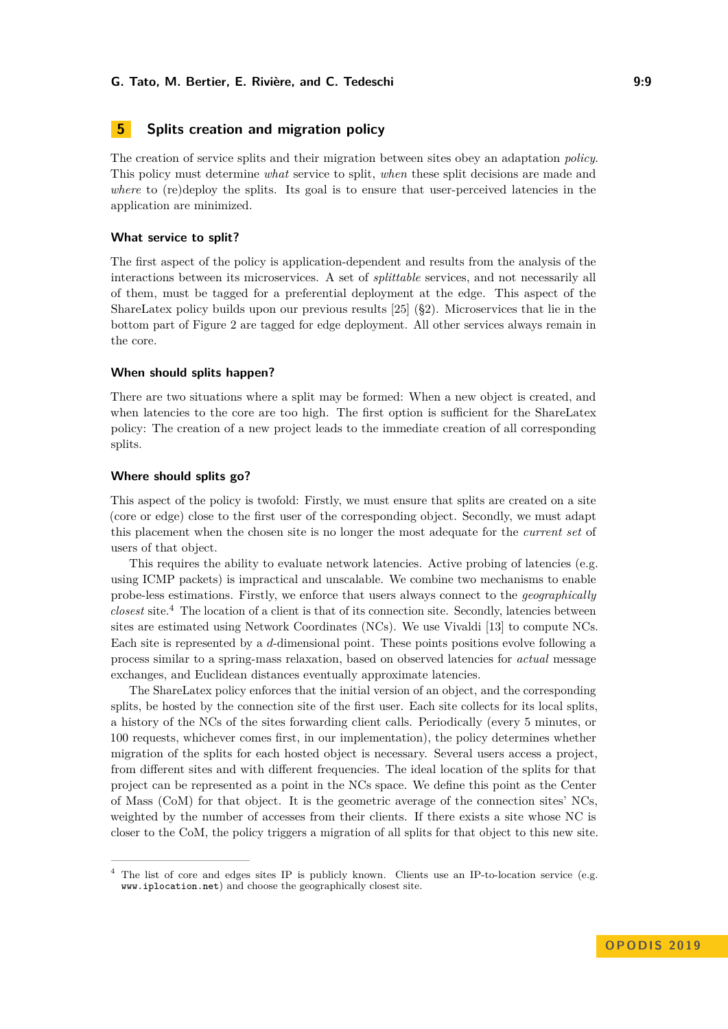## 5 Splits creation and migration policy

The creation of service splits and their migration between sites obey an adaptation *policy*. This policy must determine *what* service to split, *when* these split decisions are made and *where* to (re)deploy the splits. Its goal is to ensure that user-perceived latencies in the application are minimized.

### What service to split?

The first aspect of the policy is application-dependent and results from the analysis of the interactions between its microservices. A set of *splittable* services, and not necessarily all of them, must be tagged for a preferential deployment at the edge. This aspect of the ShareLatex policy builds upon our previous results [25] (§2). Microservices that lie in the bottom part of Figure 2 are tagged for edge deployment. All other services always remain in the core.

### When should splits happen?

There are two situations where a split may be formed: When a new object is created, and when latencies to the core are too high. The first option is sufficient for the ShareLatex policy: The creation of a new project leads to the immediate creation of all corresponding splits.

### Where should splits go?

This aspect of the policy is twofold: Firstly, we must ensure that splits are created on a site (core or edge) close to the first user of the corresponding object. Secondly, we must adapt this placement when the chosen site is no longer the most adequate for the *current set* of users of that object.

This requires the ability to evaluate network latencies. Active probing of latencies (e.g. using ICMP packets) is impractical and unscalable. We combine two mechanisms to enable probe-less estimations. Firstly, we enforce that users always connect to the *geographically closest* site.[4] The location of a client is that of its connection site. Secondly, latencies between sites are estimated using Network Coordinates (NCs). We use Vivaldi [13] to compute NCs. Each site is represented by a $d$-dimensional point. These points positions evolve following a process similar to a spring-mass relaxation, based on observed latencies for *actual* message exchanges, and Euclidean distances eventually approximate latencies.

The ShareLatex policy enforces that the initial version of an object, and the corresponding splits, be hosted by the connection site of the first user. Each site collects for its local splits, a history of the NCs of the sites forwarding client calls. Periodically (every 5 minutes, or 100 requests, whichever comes first, in our implementation), the policy determines whether migration of the splits for each hosted object is necessary. Several users access a project, from different sites and with different frequencies. The ideal location of the splits for that project can be represented as a point in the NCs space. We define this point as the Center of Mass (CoM) for that object. It is the geometric average of the connection sites' NCs, weighted by the number of accesses from their clients. If there exists a site whose NC is closer to the CoM, the policy triggers a migration of all splits for that object to this new site.

[4] The list of core and edges sites IP is publicly known. Clients use an IP-to-location service (e.g. `www.iplocation.net`) and choose the geographically closest site.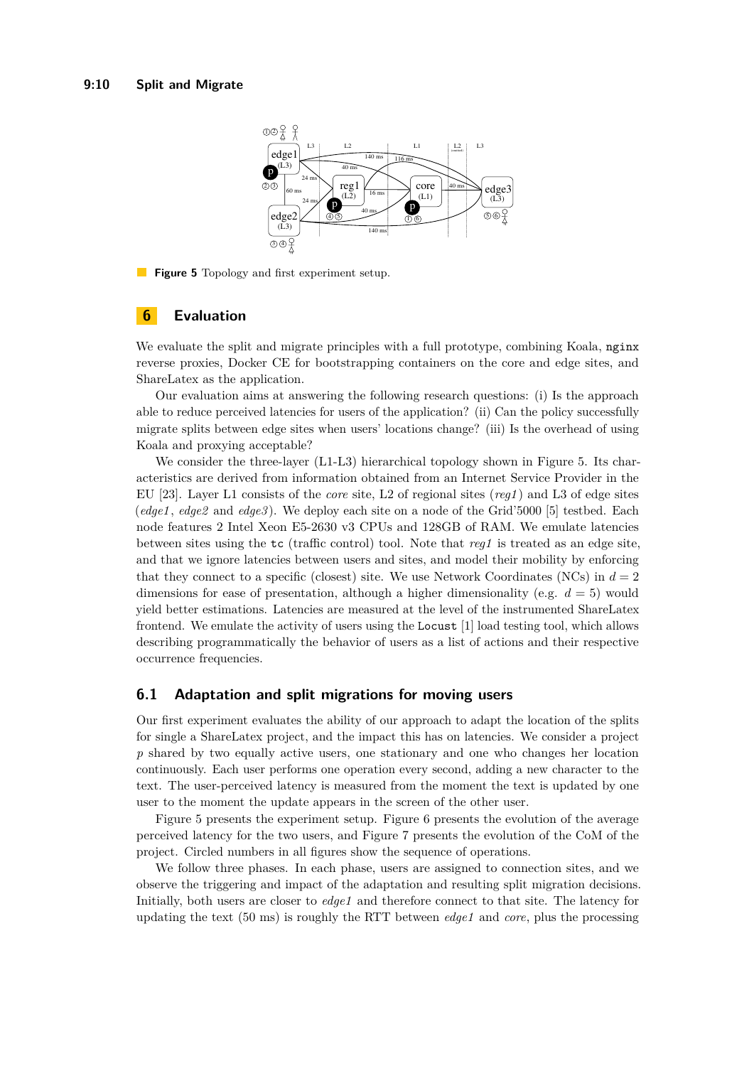**Figure 5** Topology and first experiment setup.

## 6 Evaluation

We evaluate the split and migrate principles with a full prototype, combining Koala, `nginx` reverse proxies, Docker CE for bootstrapping containers on the core and edge sites, and ShareLatex as the application.

Our evaluation aims at answering the following research questions: (i) Is the approach able to reduce perceived latencies for users of the application? (ii) Can the policy successfully migrate splits between edge sites when users' locations change? (iii) Is the overhead of using Koala and proxying acceptable?

We consider the three-layer (L1-L3) hierarchical topology shown in Figure 5. Its characteristics are derived from information obtained from an Internet Service Provider in the EU [23]. Layer L1 consists of the *core* site, L2 of regional sites (*reg1*) and L3 of edge sites (*edge1*, *edge2* and *edge3*). We deploy each site on a node of the Grid'5000 [5] testbed. Each node features 2 Intel Xeon E5-2630 v3 CPUs and 128GB of RAM. We emulate latencies between sites using the `tc` (traffic control) tool. Note that *reg1* is treated as an edge site, and that we ignore latencies between users and sites, and model their mobility by enforcing that they connect to a specific (closest) site. We use Network Coordinates (NCs) in $d = 2$ dimensions for ease of presentation, although a higher dimensionality (e.g. $d = 5$) would yield better estimations. Latencies are measured at the level of the instrumented ShareLatex frontend. We emulate the activity of users using the `Locust` [1] load testing tool, which allows describing programmatically the behavior of users as a list of actions and their respective occurrence frequencies.

### 6.1 Adaptation and split migrations for moving users

Our first experiment evaluates the ability of our approach to adapt the location of the splits for single a ShareLatex project, and the impact this has on latencies. We consider a project *p* shared by two equally active users, one stationary and one who changes her location continuously. Each user performs one operation every second, adding a new character to the text. The user-perceived latency is measured from the moment the text is updated by one user to the moment the update appears in the screen of the other user.

Figure 5 presents the experiment setup. Figure 6 presents the evolution of the average perceived latency for the two users, and Figure 7 presents the evolution of the CoM of the project. Circled numbers in all figures show the sequence of operations.

We follow three phases. In each phase, users are assigned to connection sites, and we observe the triggering and impact of the adaptation and resulting split migration decisions. Initially, both users are closer to *edge1* and therefore connect to that site. The latency for updating the text (50 ms) is roughly the RTT between *edge1* and *core*, plus the processing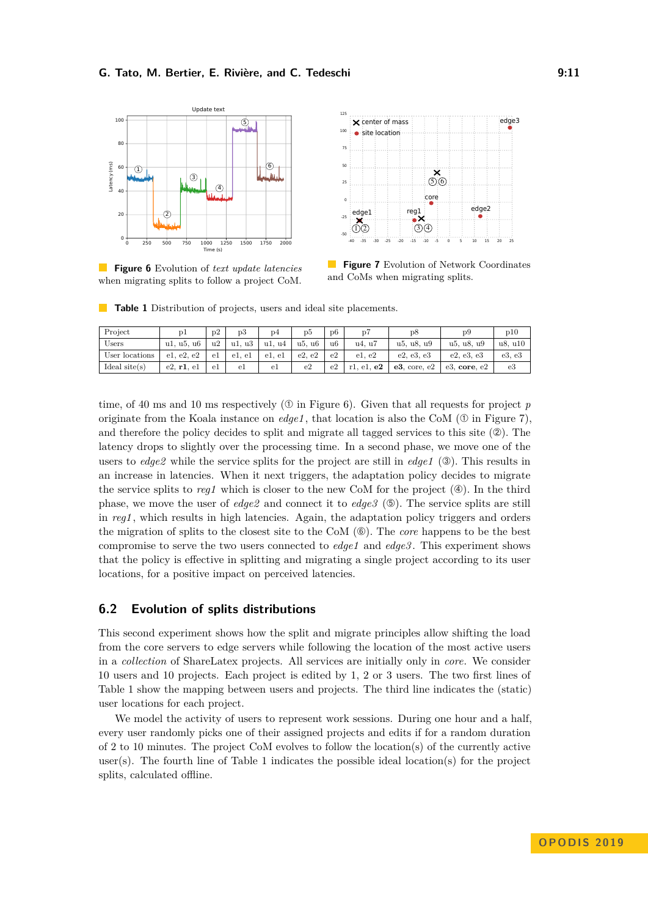**Figure 6** Evolution of *text update latencies* when migrating splits to follow a project CoM.

**Figure 7** Evolution of Network Coordinates and CoMs when migrating splits.

**Table 1** Distribution of projects, users and ideal site placements.

| Project | p1 | p2 | p3 | p4 | p5 | p6 | p7 | p8 | p9 | p10 |
|---|---|---|---|---|---|---|---|---|---|---|
| Users | u1, u5, u6 | u2 | u1, u3 | u1, u4 | u5, u6 | u6 | u4, u7 | u5, u8, u9 | u5, u8, u9 | u8, u10 |
| User locations | e1, e2, e2 | e1 | e1, e1 | e1, e1 | e2, e2 | e2 | e1, e2 | e2, e3, e3 | e2, e3, e3 | e3, e3 |
| Ideal site(s) | e2, **r1**, e1 | e1 | e1 | e1 | e2 | e2 | r1, e1, **e2** | **e3**, core, e2 | e3, **core**, e2 | e3 |

time, of 40 ms and 10 ms respectively (① in Figure 6). Given that all requests for project *p* originate from the Koala instance on *edge1*, that location is also the CoM (① in Figure 7), and therefore the policy decides to split and migrate all tagged services to this site (②). The latency drops to slightly over the processing time. In a second phase, we move one of the users to *edge2* while the service splits for the project are still in *edge1* (③). This results in an increase in latencies. When it next triggers, the adaptation policy decides to migrate the service splits to *reg1* which is closer to the new CoM for the project (④). In the third phase, we move the user of *edge2* and connect it to *edge3* (⑤). The service splits are still in *reg1*, which results in high latencies. Again, the adaptation policy triggers and orders the migration of splits to the closest site to the CoM (⑥). The *core* happens to be the best compromise to serve the two users connected to *edge1* and *edge3*. This experiment shows that the policy is effective in splitting and migrating a single project according to its user locations, for a positive impact on perceived latencies.

## 6.2 Evolution of splits distributions

This second experiment shows how the split and migrate principles allow shifting the load from the core servers to edge servers while following the location of the most active users in a *collection* of ShareLatex projects. All services are initially only in *core*. We consider 10 users and 10 projects. Each project is edited by 1, 2 or 3 users. The two first lines of Table 1 show the mapping between users and projects. The third line indicates the (static) user locations for each project.

We model the activity of users to represent work sessions. During one hour and a half, every user randomly picks one of their assigned projects and edits if for a random duration of 2 to 10 minutes. The project CoM evolves to follow the location(s) of the currently active user(s). The fourth line of Table 1 indicates the possible ideal location(s) for the project splits, calculated offline.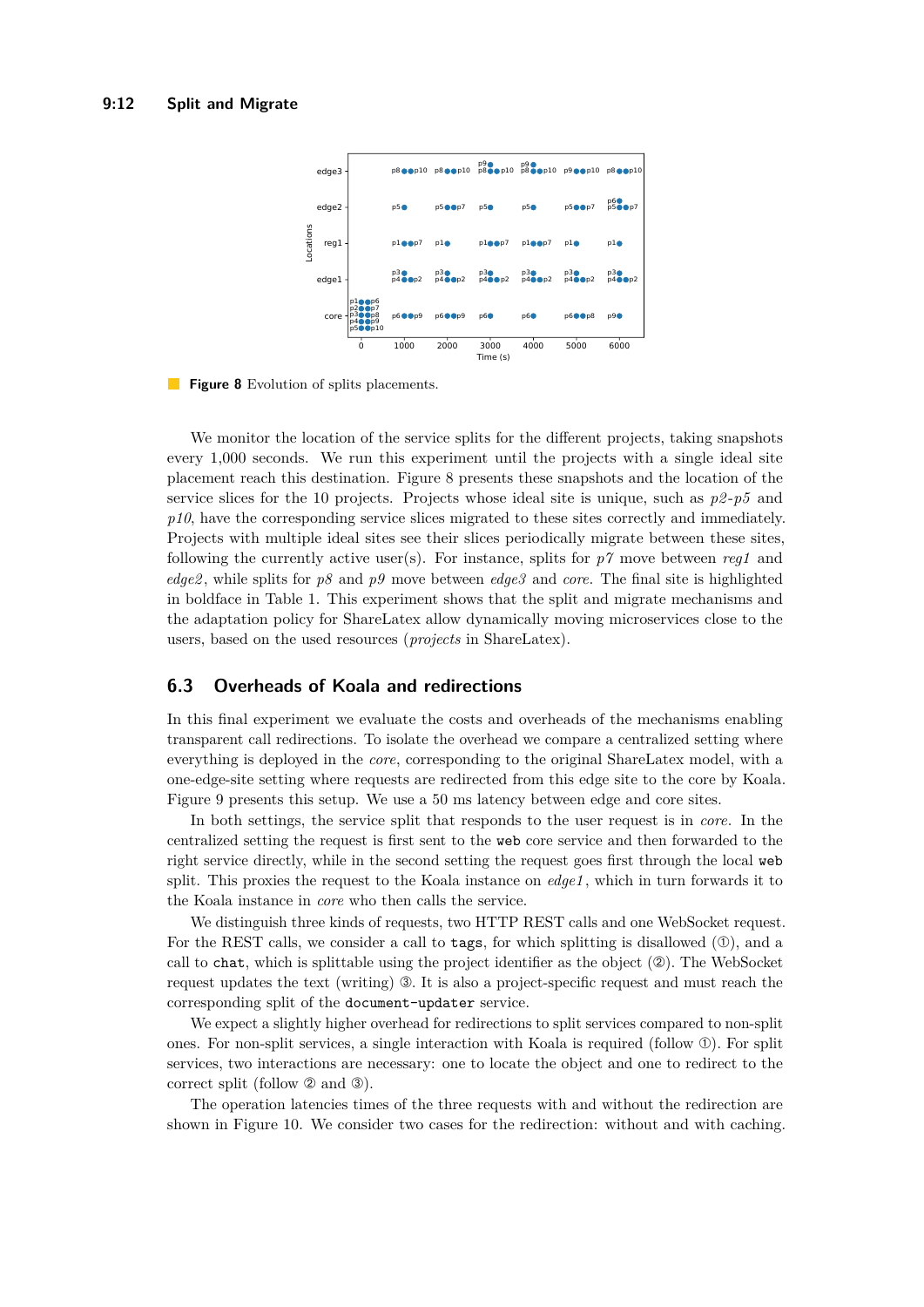**Figure 8** Evolution of splits placements.

We monitor the location of the service splits for the different projects, taking snapshots every 1,000 seconds. We run this experiment until the projects with a single ideal site placement reach this destination. Figure 8 presents these snapshots and the location of the service slices for the 10 projects. Projects whose ideal site is unique, such as *p2*-*p5* and *p10*, have the corresponding service slices migrated to these sites correctly and immediately. Projects with multiple ideal sites see their slices periodically migrate between these sites, following the currently active user(s). For instance, splits for *p7* move between *reg1* and *edge2*, while splits for *p8* and *p9* move between *edge3* and *core*. The final site is highlighted in boldface in Table 1. This experiment shows that the split and migrate mechanisms and the adaptation policy for ShareLatex allow dynamically moving microservices close to the users, based on the used resources (*projects* in ShareLatex).

## 6.3 Overheads of Koala and redirections

In this final experiment we evaluate the costs and overheads of the mechanisms enabling transparent call redirections. To isolate the overhead we compare a centralized setting where everything is deployed in the *core*, corresponding to the original ShareLatex model, with a one-edge-site setting where requests are redirected from this edge site to the core by Koala. Figure 9 presents this setup. We use a 50 ms latency between edge and core sites.

In both settings, the service split that responds to the user request is in *core*. In the centralized setting the request is first sent to the `web` core service and then forwarded to the right service directly, while in the second setting the request goes first through the local `web` split. This proxies the request to the Koala instance on *edge1*, which in turn forwards it to the Koala instance in *core* who then calls the service.

We distinguish three kinds of requests, two HTTP REST calls and one WebSocket request. For the REST calls, we consider a call to `tags`, for which splitting is disallowed (①), and a call to `chat`, which is splittable using the project identifier as the object (②). The WebSocket request updates the text (writing) ③. It is also a project-specific request and must reach the corresponding split of the `document-updater` service.

We expect a slightly higher overhead for redirections to split services compared to non-split ones. For non-split services, a single interaction with Koala is required (follow ①). For split services, two interactions are necessary: one to locate the object and one to redirect to the correct split (follow ② and ③).

The operation latencies times of the three requests with and without the redirection are shown in Figure 10. We consider two cases for the redirection: without and with caching.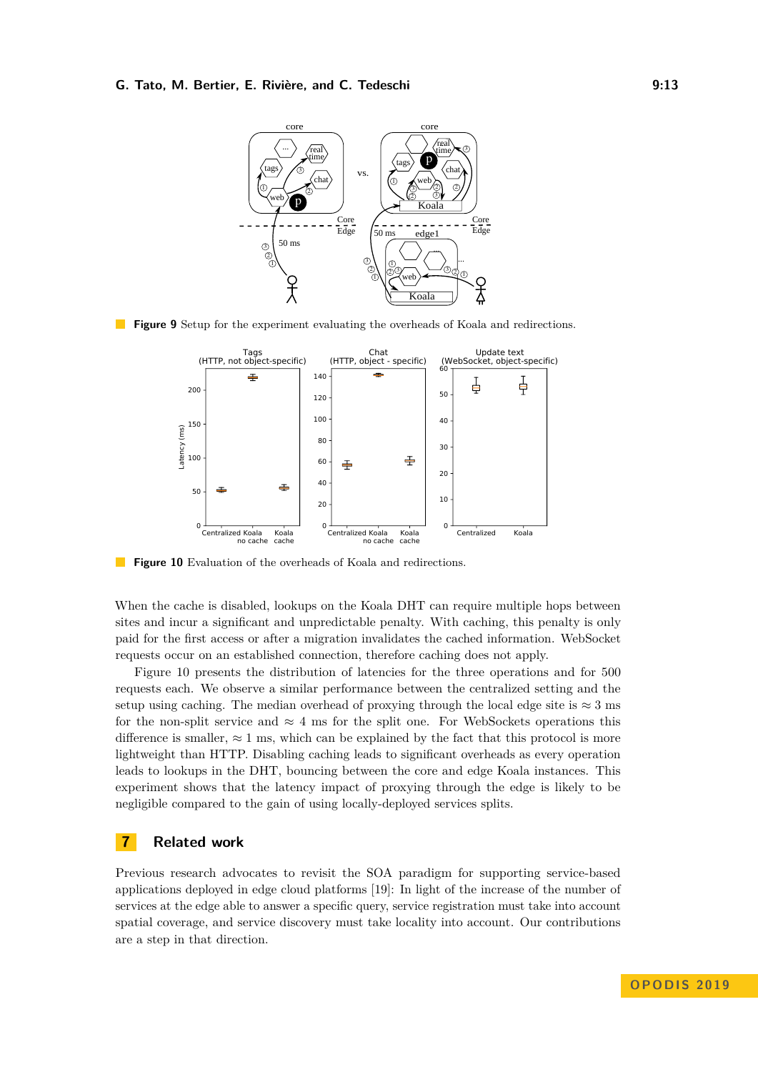**Figure 9** Setup for the experiment evaluating the overheads of Koala and redirections.

**Figure 10** Evaluation of the overheads of Koala and redirections.

When the cache is disabled, lookups on the Koala DHT can require multiple hops between sites and incur a significant and unpredictable penalty. With caching, this penalty is only paid for the first access or after a migration invalidates the cached information. WebSocket requests occur on an established connection, therefore caching does not apply.

Figure 10 presents the distribution of latencies for the three operations and for 500 requests each. We observe a similar performance between the centralized setting and the setup using caching. The median overhead of proxying through the local edge site is $\approx 3$ ms for the non-split service and $\approx 4$ ms for the split one. For WebSockets operations this difference is smaller, $\approx 1$ ms, which can be explained by the fact that this protocol is more lightweight than HTTP. Disabling caching leads to significant overheads as every operation leads to lookups in the DHT, bouncing between the core and edge Koala instances. This experiment shows that the latency impact of proxying through the edge is likely to be negligible compared to the gain of using locally-deployed services splits.

## 7 Related work

Previous research advocates to revisit the SOA paradigm for supporting service-based applications deployed in edge cloud platforms [19]: In light of the increase of the number of services at the edge able to answer a specific query, service registration must take into account spatial coverage, and service discovery must take locality into account. Our contributions are a step in that direction.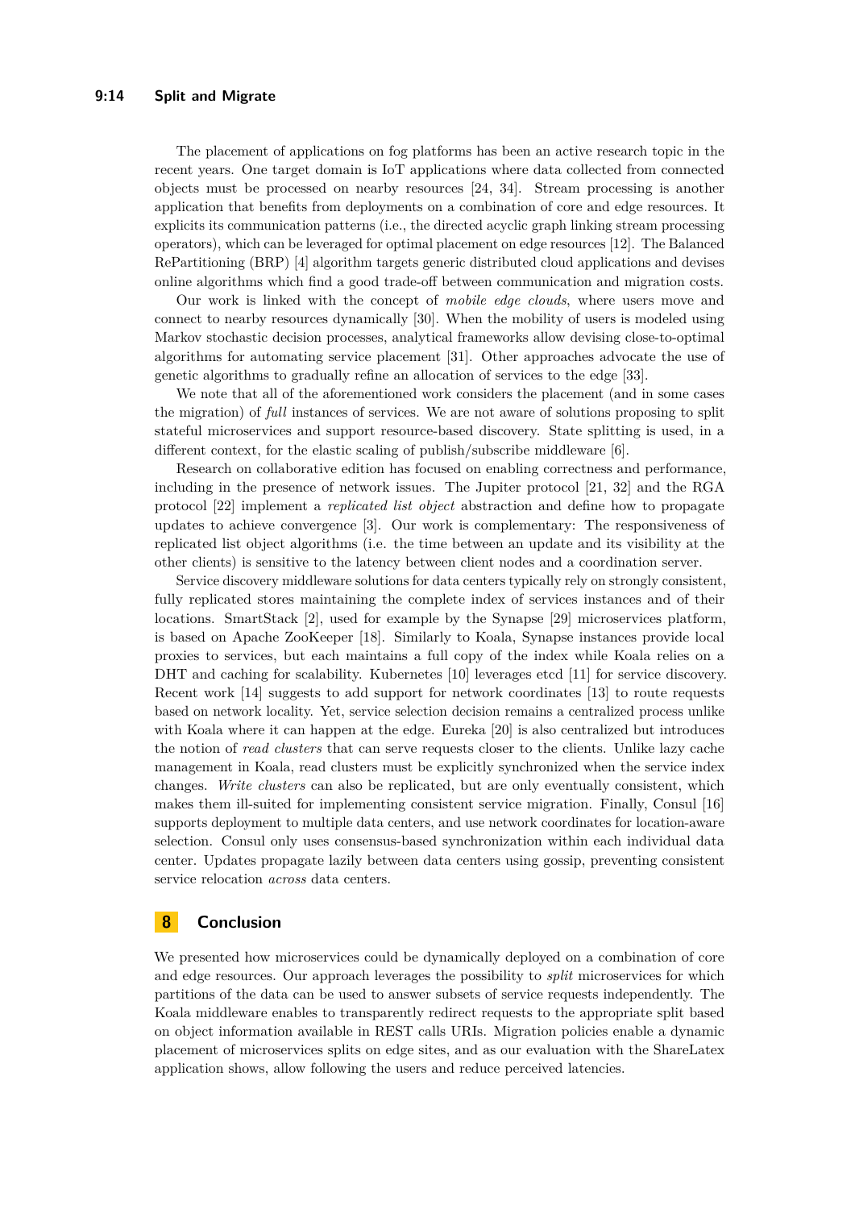The placement of applications on fog platforms has been an active research topic in the recent years. One target domain is IoT applications where data collected from connected objects must be processed on nearby resources [24, 34]. Stream processing is another application that benefits from deployments on a combination of core and edge resources. It explicits its communication patterns (i.e., the directed acyclic graph linking stream processing operators), which can be leveraged for optimal placement on edge resources [12]. The Balanced RePartitioning (BRP) [4] algorithm targets generic distributed cloud applications and devises online algorithms which find a good trade-off between communication and migration costs.

Our work is linked with the concept of *mobile edge clouds*, where users move and connect to nearby resources dynamically [30]. When the mobility of users is modeled using Markov stochastic decision processes, analytical frameworks allow devising close-to-optimal algorithms for automating service placement [31]. Other approaches advocate the use of genetic algorithms to gradually refine an allocation of services to the edge [33].

We note that all of the aforementioned work considers the placement (and in some cases the migration) of *full* instances of services. We are not aware of solutions proposing to split stateful microservices and support resource-based discovery. State splitting is used, in a different context, for the elastic scaling of publish/subscribe middleware [6].

Research on collaborative edition has focused on enabling correctness and performance, including in the presence of network issues. The Jupiter protocol [21, 32] and the RGA protocol [22] implement a *replicated list object* abstraction and define how to propagate updates to achieve convergence [3]. Our work is complementary: The responsiveness of replicated list object algorithms (i.e. the time between an update and its visibility at the other clients) is sensitive to the latency between client nodes and a coordination server.

Service discovery middleware solutions for data centers typically rely on strongly consistent, fully replicated stores maintaining the complete index of services instances and of their locations. SmartStack [2], used for example by the Synapse [29] microservices platform, is based on Apache ZooKeeper [18]. Similarly to Koala, Synapse instances provide local proxies to services, but each maintains a full copy of the index while Koala relies on a DHT and caching for scalability. Kubernetes [10] leverages etcd [11] for service discovery. Recent work [14] suggests to add support for network coordinates [13] to route requests based on network locality. Yet, service selection decision remains a centralized process unlike with Koala where it can happen at the edge. Eureka [20] is also centralized but introduces the notion of *read clusters* that can serve requests closer to the clients. Unlike lazy cache management in Koala, read clusters must be explicitly synchronized when the service index changes. *Write clusters* can also be replicated, but are only eventually consistent, which makes them ill-suited for implementing consistent service migration. Finally, Consul [16] supports deployment to multiple data centers, and use network coordinates for location-aware selection. Consul only uses consensus-based synchronization within each individual data center. Updates propagate lazily between data centers using gossip, preventing consistent service relocation *across* data centers.

## 8 Conclusion

We presented how microservices could be dynamically deployed on a combination of core and edge resources. Our approach leverages the possibility to *split* microservices for which partitions of the data can be used to answer subsets of service requests independently. The Koala middleware enables to transparently redirect requests to the appropriate split based on object information available in REST calls URIs. Migration policies enable a dynamic placement of microservices splits on edge sites, and as our evaluation with the ShareLatex application shows, allow following the users and reduce perceived latencies.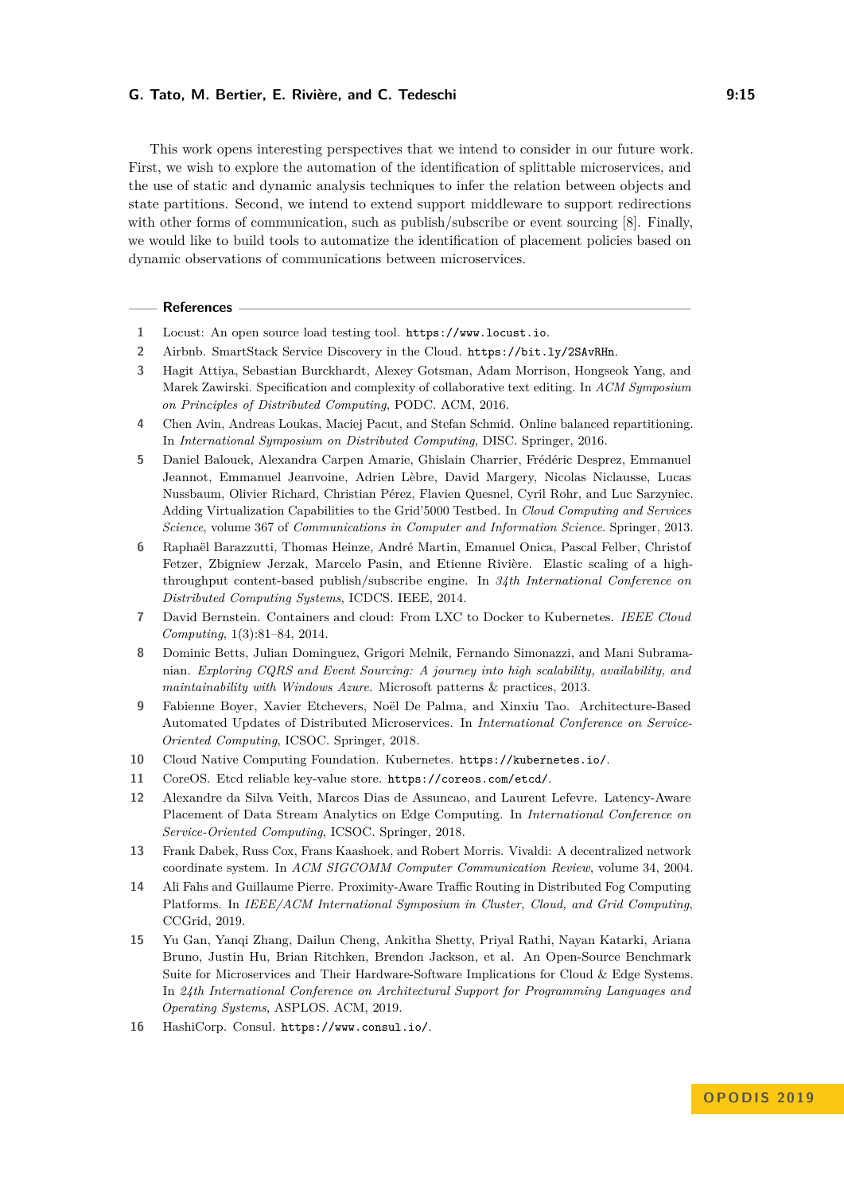This work opens interesting perspectives that we intend to consider in our future work. First, we wish to explore the automation of the identification of splittable microservices, and the use of static and dynamic analysis techniques to infer the relation between objects and state partitions. Second, we intend to extend support middleware to support redirections with other forms of communication, such as publish/subscribe or event sourcing [8]. Finally, we would like to build tools to automatize the identification of placement policies based on dynamic observations of communications between microservices.

## References

1. Locust: An open source load testing tool. `https://www.locust.io`.
2. Airbnb. SmartStack Service Discovery in the Cloud. `https://bit.ly/2SAvRHn`.
3. Hagit Attiya, Sebastian Burckhardt, Alexey Gotsman, Adam Morrison, Hongseok Yang, and Marek Zawirski. Specification and complexity of collaborative text editing. In *ACM Symposium on Principles of Distributed Computing*, PODC. ACM, 2016.
4. Chen Avin, Andreas Loukas, Maciej Pacut, and Stefan Schmid. Online balanced repartitioning. In *International Symposium on Distributed Computing*, DISC. Springer, 2016.
5. Daniel Balouek, Alexandra Carpen Amarie, Ghislain Charrier, Frédéric Desprez, Emmanuel Jeannot, Emmanuel Jeanvoine, Adrien Lèbre, David Margery, Nicolas Niclausse, Lucas Nussbaum, Olivier Richard, Christian Pérez, Flavien Quesnel, Cyril Rohr, and Luc Sarzyniec. Adding Virtualization Capabilities to the Grid'5000 Testbed. In *Cloud Computing and Services Science*, volume 367 of *Communications in Computer and Information Science*. Springer, 2013.
6. Raphaël Barazzutti, Thomas Heinze, André Martin, Emanuel Onica, Pascal Felber, Christof Fetzer, Zbigniew Jerzak, Marcelo Pasin, and Etienne Rivière. Elastic scaling of a high-throughput content-based publish/subscribe engine. In *34th International Conference on Distributed Computing Systems*, ICDCS. IEEE, 2014.
7. David Bernstein. Containers and cloud: From LXC to Docker to Kubernetes. *IEEE Cloud Computing*, 1(3):81–84, 2014.
8. Dominic Betts, Julian Dominguez, Grigori Melnik, Fernando Simonazzi, and Mani Subramanian. *Exploring CQRS and Event Sourcing: A journey into high scalability, availability, and maintainability with Windows Azure*. Microsoft patterns & practices, 2013.
9. Fabienne Boyer, Xavier Etchevers, Noël De Palma, and Xinxiu Tao. Architecture-Based Automated Updates of Distributed Microservices. In *International Conference on Service-Oriented Computing*, ICSOC. Springer, 2018.
10. Cloud Native Computing Foundation. Kubernetes. `https://kubernetes.io/`.
11. CoreOS. Etcd reliable key-value store. `https://coreos.com/etcd/`.
12. Alexandre da Silva Veith, Marcos Dias de Assuncao, and Laurent Lefevre. Latency-Aware Placement of Data Stream Analytics on Edge Computing. In *International Conference on Service-Oriented Computing*, ICSOC. Springer, 2018.
13. Frank Dabek, Russ Cox, Frans Kaashoek, and Robert Morris. Vivaldi: A decentralized network coordinate system. In *ACM SIGCOMM Computer Communication Review*, volume 34, 2004.
14. Ali Fahs and Guillaume Pierre. Proximity-Aware Traffic Routing in Distributed Fog Computing Platforms. In *IEEE/ACM International Symposium in Cluster, Cloud, and Grid Computing*, CCGrid, 2019.
15. Yu Gan, Yanqi Zhang, Dailun Cheng, Ankitha Shetty, Priyal Rathi, Nayan Katarki, Ariana Bruno, Justin Hu, Brian Ritchken, Brendon Jackson, et al. An Open-Source Benchmark Suite for Microservices and Their Hardware-Software Implications for Cloud & Edge Systems. In *24th International Conference on Architectural Support for Programming Languages and Operating Systems*, ASPLOS. ACM, 2019.
16. HashiCorp. Consul. `https://www.consul.io/`.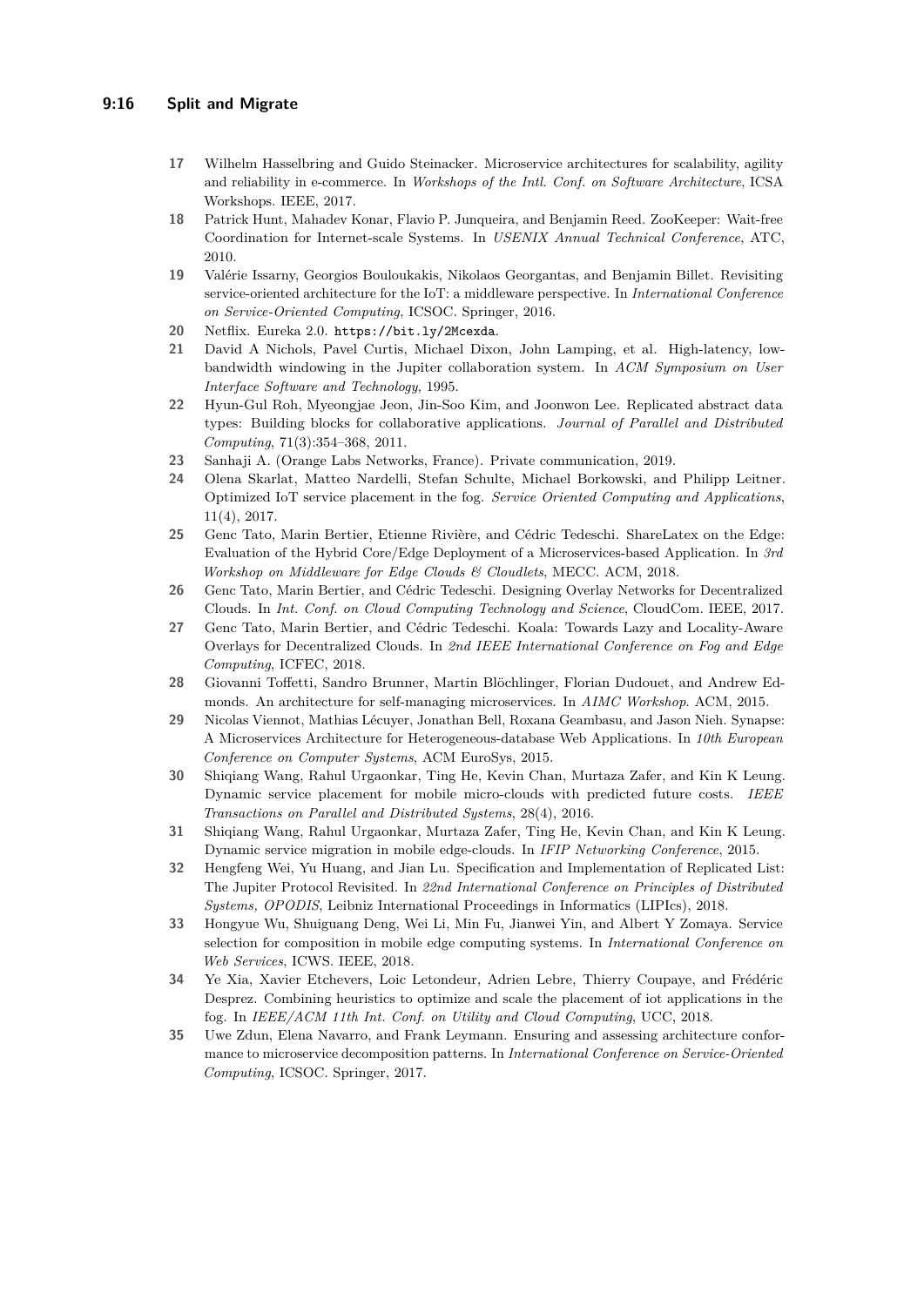17 Wilhelm Hasselbring and Guido Steinacker. Microservice architectures for scalability, agility and reliability in e-commerce. In *Workshops of the Intl. Conf. on Software Architecture*, ICSA Workshops. IEEE, 2017.

18 Patrick Hunt, Mahadev Konar, Flavio P. Junqueira, and Benjamin Reed. ZooKeeper: Wait-free Coordination for Internet-scale Systems. In *USENIX Annual Technical Conference*, ATC, 2010.

19 Valérie Issarny, Georgios Bouloukakis, Nikolaos Georgantas, and Benjamin Billet. Revisiting service-oriented architecture for the IoT: a middleware perspective. In *International Conference on Service-Oriented Computing*, ICSOC. Springer, 2016.

20 Netflix. Eureka 2.0. `https://bit.ly/2Mcexda`.

21 David A Nichols, Pavel Curtis, Michael Dixon, John Lamping, et al. High-latency, low-bandwidth windowing in the Jupiter collaboration system. In *ACM Symposium on User Interface Software and Technology*, 1995.

22 Hyun-Gul Roh, Myeongjae Jeon, Jin-Soo Kim, and Joonwon Lee. Replicated abstract data types: Building blocks for collaborative applications. *Journal of Parallel and Distributed Computing*, 71(3):354–368, 2011.

23 Sanhaji A. (Orange Labs Networks, France). Private communication, 2019.

24 Olena Skarlat, Matteo Nardelli, Stefan Schulte, Michael Borkowski, and Philipp Leitner. Optimized IoT service placement in the fog. *Service Oriented Computing and Applications*, 11(4), 2017.

25 Genc Tato, Marin Bertier, Etienne Rivière, and Cédric Tedeschi. ShareLatex on the Edge: Evaluation of the Hybrid Core/Edge Deployment of a Microservices-based Application. In *3rd Workshop on Middleware for Edge Clouds & Cloudlets*, MECC. ACM, 2018.

26 Genc Tato, Marin Bertier, and Cédric Tedeschi. Designing Overlay Networks for Decentralized Clouds. In *Int. Conf. on Cloud Computing Technology and Science*, CloudCom. IEEE, 2017.

27 Genc Tato, Marin Bertier, and Cédric Tedeschi. Koala: Towards Lazy and Locality-Aware Overlays for Decentralized Clouds. In *2nd IEEE International Conference on Fog and Edge Computing*, ICFEC, 2018.

28 Giovanni Toffetti, Sandro Brunner, Martin Blöchlinger, Florian Dudouet, and Andrew Edmonds. An architecture for self-managing microservices. In *AIMC Workshop*. ACM, 2015.

29 Nicolas Viennot, Mathias Lécuyer, Jonathan Bell, Roxana Geambasu, and Jason Nieh. Synapse: A Microservices Architecture for Heterogeneous-database Web Applications. In *10th European Conference on Computer Systems*, ACM EuroSys, 2015.

30 Shiqiang Wang, Rahul Urgaonkar, Ting He, Kevin Chan, Murtaza Zafer, and Kin K Leung. Dynamic service placement for mobile micro-clouds with predicted future costs. *IEEE Transactions on Parallel and Distributed Systems*, 28(4), 2016.

31 Shiqiang Wang, Rahul Urgaonkar, Murtaza Zafer, Ting He, Kevin Chan, and Kin K Leung. Dynamic service migration in mobile edge-clouds. In *IFIP Networking Conference*, 2015.

32 Hengfeng Wei, Yu Huang, and Jian Lu. Specification and Implementation of Replicated List: The Jupiter Protocol Revisited. In *22nd International Conference on Principles of Distributed Systems, OPODIS*, Leibniz International Proceedings in Informatics (LIPIcs), 2018.

33 Hongyue Wu, Shuiguang Deng, Wei Li, Min Fu, Jianwei Yin, and Albert Y Zomaya. Service selection for composition in mobile edge computing systems. In *International Conference on Web Services*, ICWS. IEEE, 2018.

34 Ye Xia, Xavier Etchevers, Loic Letondeur, Adrien Lebre, Thierry Coupaye, and Frédéric Desprez. Combining heuristics to optimize and scale the placement of iot applications in the fog. In *IEEE/ACM 11th Int. Conf. on Utility and Cloud Computing*, UCC, 2018.

35 Uwe Zdun, Elena Navarro, and Frank Leymann. Ensuring and assessing architecture conformance to microservice decomposition patterns. In *International Conference on Service-Oriented Computing*, ICSOC. Springer, 2017.